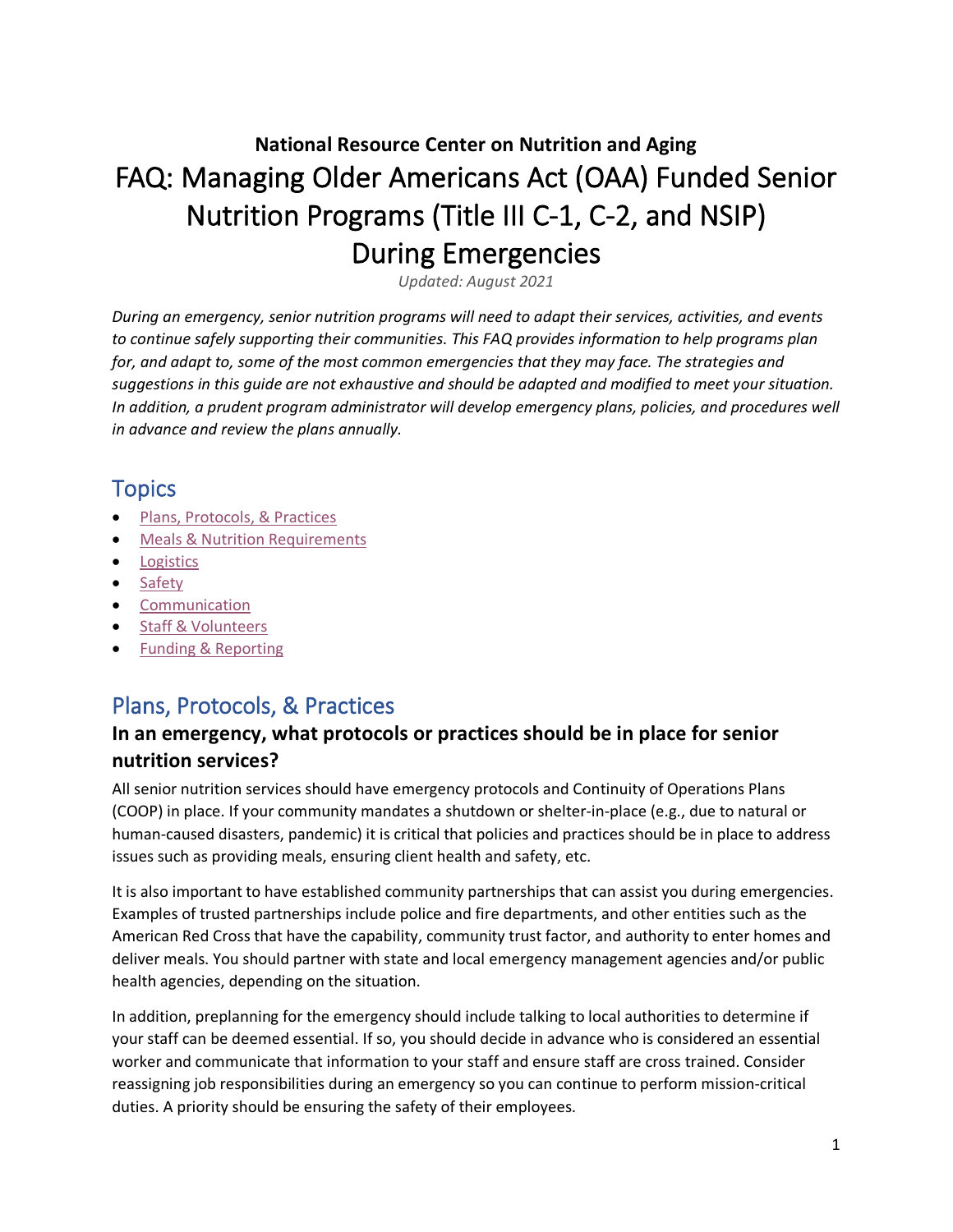**National Resource Center on Nutrition and Aging**

# FAQ: Managing Older Americans Act (OAA) Funded Senior Nutrition Programs (Title III C-1, C-2, and NSIP) During Emergencies

*Updated: August 2021*

*During an emergency, senior nutrition programs will need to adapt their services, activities, and events to continue safely supporting their communities. This FAQ provides information to help programs plan for, and adapt to, some of the most common emergencies that they may face. The strategies and suggestions in this guide are not exhaustive and should be adapted and modified to meet your situation. In addition, a prudent program administrator will develop emergency plans, policies, and procedures well in advance and review the plans annually.*

## Topics

- Plans, Protocols, & Practices
- Meals & Nutrition Requirements
- Logistics
- Safety
- Communication
- Staff & Volunteers
- Funding & Reporting

## Plans, Protocols, & Practices

### In an emergency, what protocols or practices should be in place for senior nutrition services?

All senior nutrition services should have emergency protocols and Continuity of Operations Plans (COOP) in place. If your community mandates a shutdown or shelter-in-place (e.g., due to natural or human-caused disasters, pandemic) it is critical that policies and practices should be in place to address issues such as providing meals, ensuring client health and safety, etc.

It is also important to have established community partnerships that can assist you during emergencies. Examples of trusted partnerships include police and fire departments, and other entities such as the American Red Cross that have the capability, community trust factor, and authority to enter homes and deliver meals. You should partner with state and local emergency management agencies and/or public health agencies, depending on the situation.

In addition, preplanning for the emergency should include talking to local authorities to determine if your staff can be deemed essential. If so, you should decide in advance who is considered an essential worker and communicate that information to your staff and ensure staff are cross trained. Consider reassigning job responsibilities during an emergency so you can continue to perform mission-critical duties. A priority should be ensuring the safety of their employees.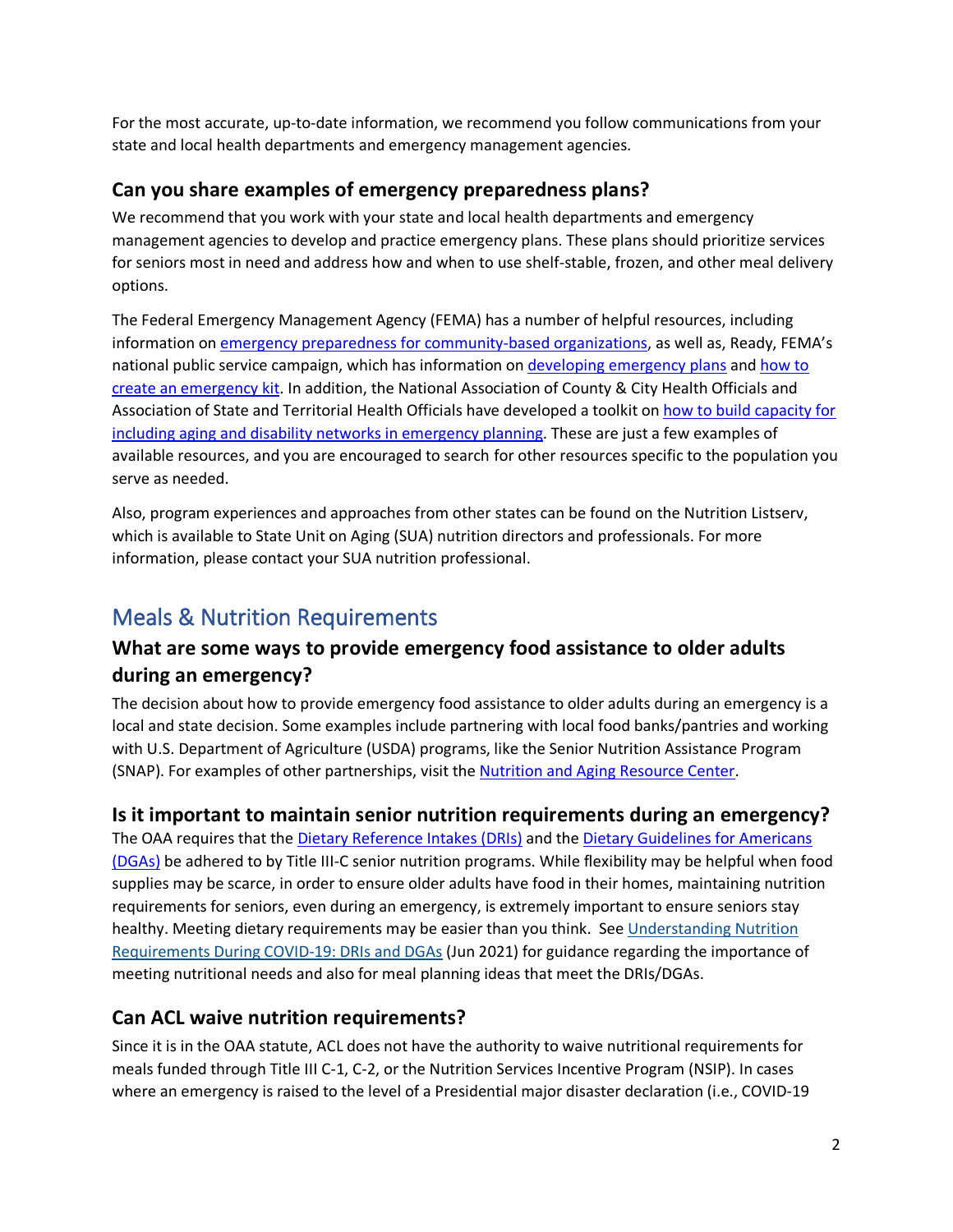For the most accurate, up-to-date information, we recommend you follow communications from your state and local health departments and emergency management agencies.

### Can you share examples of emergency preparedness plans?

We recommend that you work with your state and local health departments and emergency management agencies to develop and practice emergency plans. These plans should prioritize services for seniors most in need and address how and when to use shelf-stable, frozen, and other meal delivery options.

The Federal Emergency Management Agency (FEMA) has a number of helpful resources, including information on emergency preparedness for community-based organizations, as well as, Ready, FEMA's national public service campaign, which has information on developing emergency plans and how to create an emergency kit. In addition, the National Association of County & City Health Officials and Association of State and Territorial Health Officials have developed a toolkit on how to build capacity for including aging and disability networks in emergency planning. These are just a few examples of available resources, and you are encouraged to search for other resources specific to the population you serve as needed.

Also, program experiences and approaches from other states can be found on the Nutrition Listserv, which is available to State Unit on Aging (SUA) nutrition directors and professionals. For more information, please contact your SUA nutrition professional.

## Meals & Nutrition Requirements

### What are some ways to provide emergency food assistance to older adults during an emergency?

The decision about how to provide emergency food assistance to older adults during an emergency is a local and state decision. Some examples include partnering with local food banks/pantries and working with U.S. Department of Agriculture (USDA) programs, like the Senior Nutrition Assistance Program (SNAP). For examples of other partnerships, visit the Nutrition and Aging Resource Center.

### Is it important to maintain senior nutrition requirements during an emergency?

The OAA requires that the Dietary Reference Intakes (DRIs) and the Dietary Guidelines for Americans (DGAs) be adhered to by Title III-C senior nutrition programs. While flexibility may be helpful when food supplies may be scarce, in order to ensure older adults have food in their homes, maintaining nutrition requirements for seniors, even during an emergency, is extremely important to ensure seniors stay healthy. Meeting dietary requirements may be easier than you think. See Understanding Nutrition Requirements During COVID-19: DRIs and DGAs (Jun 2021) for guidance regarding the importance of meeting nutritional needs and also for meal planning ideas that meet the DRIs/DGAs.

### Can ACL waive nutrition requirements?

Since it is in the OAA statute, ACL does not have the authority to waive nutritional requirements for meals funded through Title III C-1, C-2, or the Nutrition Services Incentive Program (NSIP). In cases where an emergency is raised to the level of a Presidential major disaster declaration (i.e., COVID-19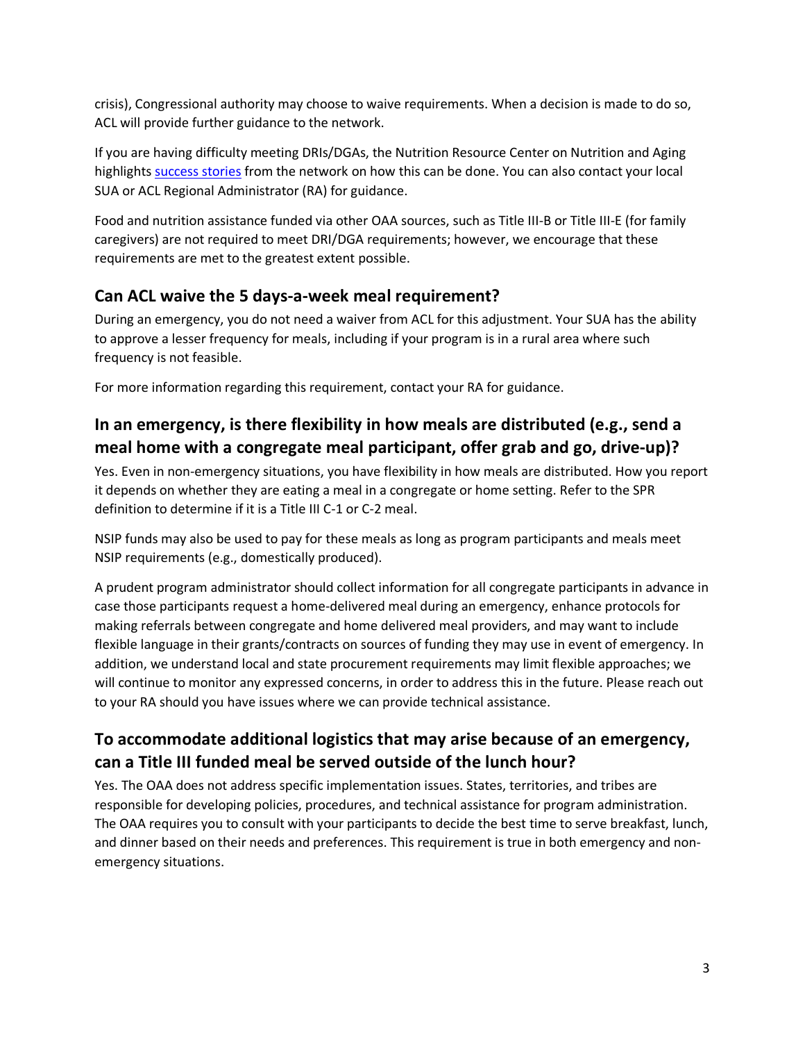crisis), Congressional authority may choose to waive requirements. When a decision is made to do so, ACL will provide further guidance to the network.

If you are having difficulty meeting DRIs/DGAs, the Nutrition Resource Center on Nutrition and Aging highlights success stories from the network on how this can be done. You can also contact your local SUA or ACL Regional Administrator (RA) for guidance.

Food and nutrition assistance funded via other OAA sources, such as Title III-B or Title III-E (for family caregivers) are not required to meet DRI/DGA requirements; however, we encourage that these requirements are met to the greatest extent possible.

## Can ACL waive the 5 days-a-week meal requirement?

During an emergency, you do not need a waiver from ACL for this adjustment. Your SUA has the ability to approve a lesser frequency for meals, including if your program is in a rural area where such frequency is not feasible.

For more information regarding this requirement, contact your RA for guidance.

## In an emergency, is there flexibility in how meals are distributed (e.g., send a meal home with a congregate meal participant, offer grab and go, drive-up)?

Yes. Even in non-emergency situations, you have flexibility in how meals are distributed. How you report it depends on whether they are eating a meal in a congregate or home setting. Refer to the SPR definition to determine if it is a Title III C-1 or C-2 meal.

NSIP funds may also be used to pay for these meals as long as program participants and meals meet NSIP requirements (e.g., domestically produced).

A prudent program administrator should collect information for all congregate participants in advance in case those participants request a home-delivered meal during an emergency, enhance protocols for making referrals between congregate and home delivered meal providers, and may want to include flexible language in their grants/contracts on sources of funding they may use in event of emergency. In addition, we understand local and state procurement requirements may limit flexible approaches; we will continue to monitor any expressed concerns, in order to address this in the future. Please reach out to your RA should you have issues where we can provide technical assistance.

## To accommodate additional logistics that may arise because of an emergency, can a Title III funded meal be served outside of the lunch hour?

Yes. The OAA does not address specific implementation issues. States, territories, and tribes are responsible for developing policies, procedures, and technical assistance for program administration. The OAA requires you to consult with your participants to decide the best time to serve breakfast, lunch, and dinner based on their needs and preferences. This requirement is true in both emergency and non-emergency situations.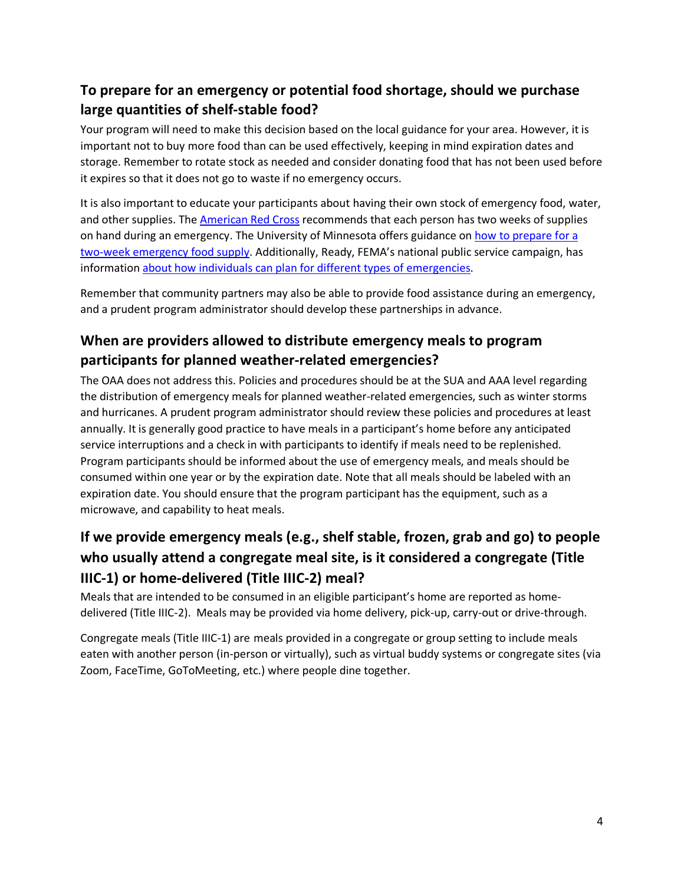## To prepare for an emergency or potential food shortage, should we purchase large quantities of shelf-stable food?

Your program will need to make this decision based on the local guidance for your area. However, it is important not to buy more food than can be used effectively, keeping in mind expiration dates and storage. Remember to rotate stock as needed and consider donating food that has not been used before it expires so that it does not go to waste if no emergency occurs.

It is also important to educate your participants about having their own stock of emergency food, water, and other supplies. The American Red Cross recommends that each person has two weeks of supplies on hand during an emergency. The University of Minnesota offers guidance on how to prepare for a two-week emergency food supply. Additionally, Ready, FEMA's national public service campaign, has information about how individuals can plan for different types of emergencies.

Remember that community partners may also be able to provide food assistance during an emergency, and a prudent program administrator should develop these partnerships in advance.

## When are providers allowed to distribute emergency meals to program participants for planned weather-related emergencies?

The OAA does not address this. Policies and procedures should be at the SUA and AAA level regarding the distribution of emergency meals for planned weather-related emergencies, such as winter storms and hurricanes. A prudent program administrator should review these policies and procedures at least annually. It is generally good practice to have meals in a participant's home before any anticipated service interruptions and a check in with participants to identify if meals need to be replenished. Program participants should be informed about the use of emergency meals, and meals should be consumed within one year or by the expiration date. Note that all meals should be labeled with an expiration date. You should ensure that the program participant has the equipment, such as a microwave, and capability to heat meals.

## If we provide emergency meals (e.g., shelf stable, frozen, grab and go) to people who usually attend a congregate meal site, is it considered a congregate (Title IIIC-1) or home-delivered (Title IIIC-2) meal?

Meals that are intended to be consumed in an eligible participant's home are reported as home-delivered (Title IIIC-2). Meals may be provided via home delivery, pick-up, carry-out or drive-through.

Congregate meals (Title IIIC-1) are meals provided in a congregate or group setting to include meals eaten with another person (in-person or virtually), such as virtual buddy systems or congregate sites (via Zoom, FaceTime, GoToMeeting, etc.) where people dine together.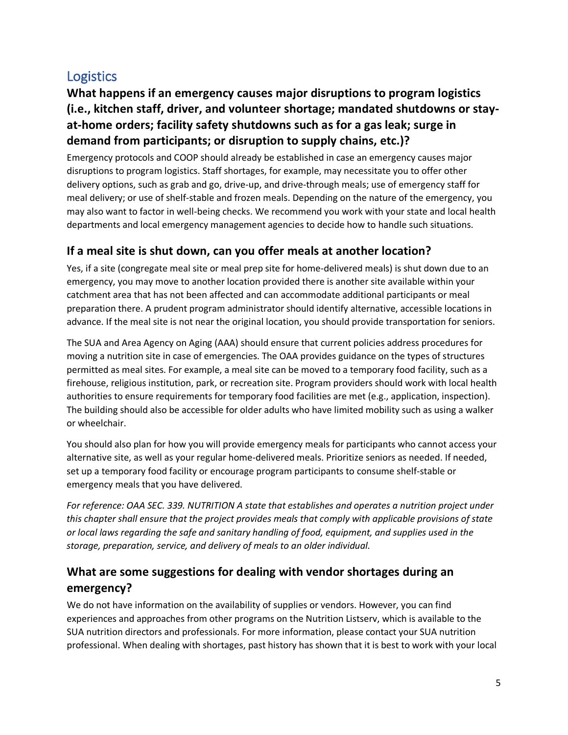## Logistics

### What happens if an emergency causes major disruptions to program logistics (i.e., kitchen staff, driver, and volunteer shortage; mandated shutdowns or stay-at-home orders; facility safety shutdowns such as for a gas leak; surge in demand from participants; or disruption to supply chains, etc.)?

Emergency protocols and COOP should already be established in case an emergency causes major disruptions to program logistics. Staff shortages, for example, may necessitate you to offer other delivery options, such as grab and go, drive-up, and drive-through meals; use of emergency staff for meal delivery; or use of shelf-stable and frozen meals. Depending on the nature of the emergency, you may also want to factor in well-being checks. We recommend you work with your state and local health departments and local emergency management agencies to decide how to handle such situations.

### If a meal site is shut down, can you offer meals at another location?

Yes, if a site (congregate meal site or meal prep site for home-delivered meals) is shut down due to an emergency, you may move to another location provided there is another site available within your catchment area that has not been affected and can accommodate additional participants or meal preparation there. A prudent program administrator should identify alternative, accessible locations in advance. If the meal site is not near the original location, you should provide transportation for seniors.

The SUA and Area Agency on Aging (AAA) should ensure that current policies address procedures for moving a nutrition site in case of emergencies. The OAA provides guidance on the types of structures permitted as meal sites. For example, a meal site can be moved to a temporary food facility, such as a firehouse, religious institution, park, or recreation site. Program providers should work with local health authorities to ensure requirements for temporary food facilities are met (e.g., application, inspection). The building should also be accessible for older adults who have limited mobility such as using a walker or wheelchair.

You should also plan for how you will provide emergency meals for participants who cannot access your alternative site, as well as your regular home-delivered meals. Prioritize seniors as needed. If needed, set up a temporary food facility or encourage program participants to consume shelf-stable or emergency meals that you have delivered.

*For reference: OAA SEC. 339. NUTRITION A state that establishes and operates a nutrition project under this chapter shall ensure that the project provides meals that comply with applicable provisions of state or local laws regarding the safe and sanitary handling of food, equipment, and supplies used in the storage, preparation, service, and delivery of meals to an older individual.*

### What are some suggestions for dealing with vendor shortages during an emergency?

We do not have information on the availability of supplies or vendors. However, you can find experiences and approaches from other programs on the Nutrition Listserv, which is available to the SUA nutrition directors and professionals. For more information, please contact your SUA nutrition professional. When dealing with shortages, past history has shown that it is best to work with your local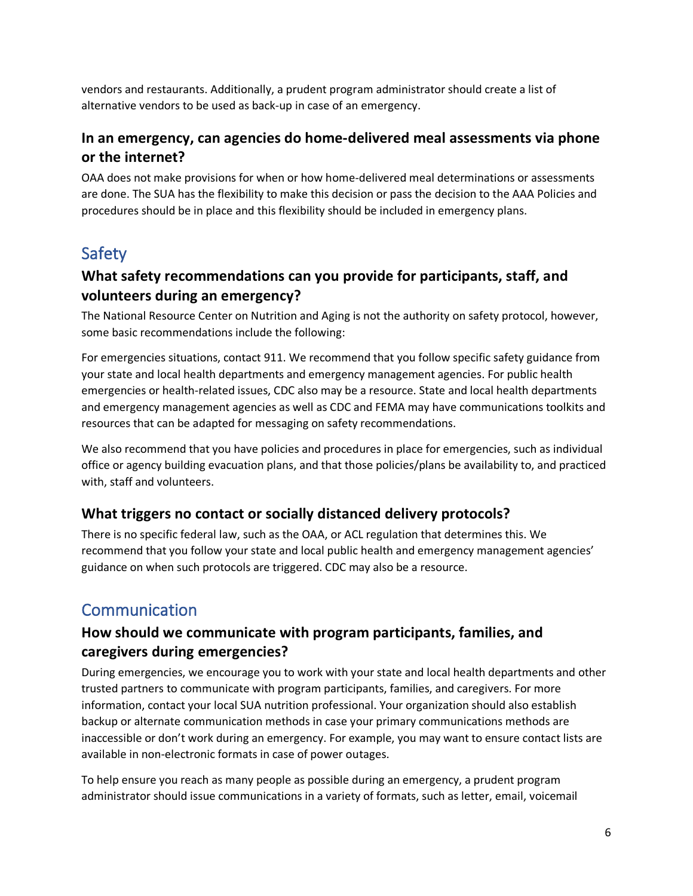vendors and restaurants. Additionally, a prudent program administrator should create a list of alternative vendors to be used as back-up in case of an emergency.

### In an emergency, can agencies do home-delivered meal assessments via phone or the internet?

OAA does not make provisions for when or how home-delivered meal determinations or assessments are done. The SUA has the flexibility to make this decision or pass the decision to the AAA Policies and procedures should be in place and this flexibility should be included in emergency plans.

## Safety

### What safety recommendations can you provide for participants, staff, and volunteers during an emergency?

The National Resource Center on Nutrition and Aging is not the authority on safety protocol, however, some basic recommendations include the following:

For emergencies situations, contact 911. We recommend that you follow specific safety guidance from your state and local health departments and emergency management agencies. For public health emergencies or health-related issues, CDC also may be a resource. State and local health departments and emergency management agencies as well as CDC and FEMA may have communications toolkits and resources that can be adapted for messaging on safety recommendations.

We also recommend that you have policies and procedures in place for emergencies, such as individual office or agency building evacuation plans, and that those policies/plans be availability to, and practiced with, staff and volunteers.

### What triggers no contact or socially distanced delivery protocols?

There is no specific federal law, such as the OAA, or ACL regulation that determines this. We recommend that you follow your state and local public health and emergency management agencies' guidance on when such protocols are triggered. CDC may also be a resource.

## Communication

### How should we communicate with program participants, families, and caregivers during emergencies?

During emergencies, we encourage you to work with your state and local health departments and other trusted partners to communicate with program participants, families, and caregivers. For more information, contact your local SUA nutrition professional. Your organization should also establish backup or alternate communication methods in case your primary communications methods are inaccessible or don't work during an emergency. For example, you may want to ensure contact lists are available in non-electronic formats in case of power outages.

To help ensure you reach as many people as possible during an emergency, a prudent program administrator should issue communications in a variety of formats, such as letter, email, voicemail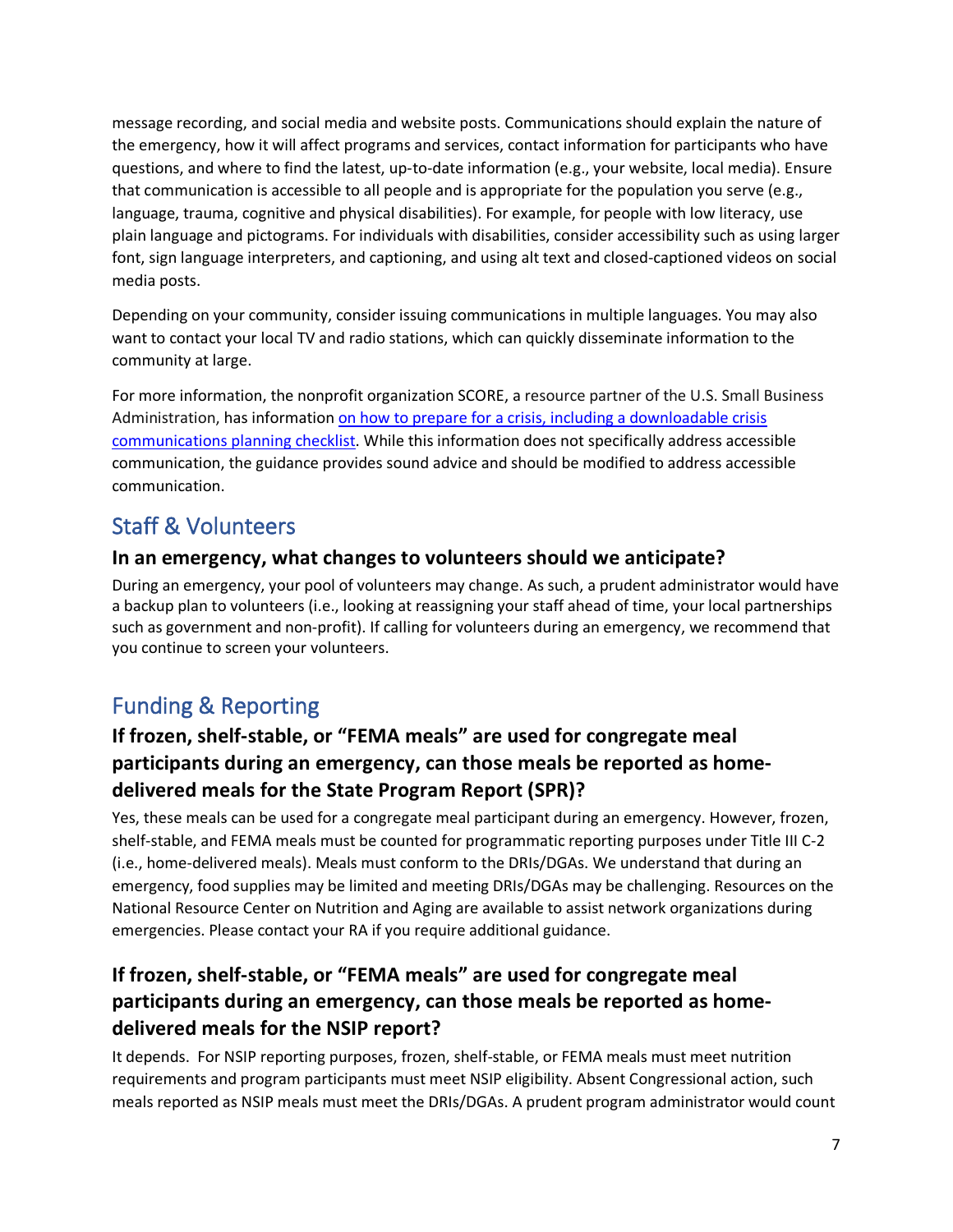message recording, and social media and website posts. Communications should explain the nature of the emergency, how it will affect programs and services, contact information for participants who have questions, and where to find the latest, up-to-date information (e.g., your website, local media). Ensure that communication is accessible to all people and is appropriate for the population you serve (e.g., language, trauma, cognitive and physical disabilities). For example, for people with low literacy, use plain language and pictograms. For individuals with disabilities, consider accessibility such as using larger font, sign language interpreters, and captioning, and using alt text and closed-captioned videos on social media posts.

Depending on your community, consider issuing communications in multiple languages. You may also want to contact your local TV and radio stations, which can quickly disseminate information to the community at large.

For more information, the nonprofit organization SCORE, a resource partner of the U.S. Small Business Administration, has information on how to prepare for a crisis, including a downloadable crisis communications planning checklist. While this information does not specifically address accessible communication, the guidance provides sound advice and should be modified to address accessible communication.

## Staff & Volunteers

### In an emergency, what changes to volunteers should we anticipate?

During an emergency, your pool of volunteers may change. As such, a prudent administrator would have a backup plan to volunteers (i.e., looking at reassigning your staff ahead of time, your local partnerships such as government and non-profit). If calling for volunteers during an emergency, we recommend that you continue to screen your volunteers.

## Funding & Reporting

### If frozen, shelf-stable, or "FEMA meals" are used for congregate meal participants during an emergency, can those meals be reported as home-delivered meals for the State Program Report (SPR)?

Yes, these meals can be used for a congregate meal participant during an emergency. However, frozen, shelf-stable, and FEMA meals must be counted for programmatic reporting purposes under Title III C-2 (i.e., home-delivered meals). Meals must conform to the DRIs/DGAs. We understand that during an emergency, food supplies may be limited and meeting DRIs/DGAs may be challenging. Resources on the National Resource Center on Nutrition and Aging are available to assist network organizations during emergencies. Please contact your RA if you require additional guidance.

### If frozen, shelf-stable, or "FEMA meals" are used for congregate meal participants during an emergency, can those meals be reported as home-delivered meals for the NSIP report?

It depends. For NSIP reporting purposes, frozen, shelf-stable, or FEMA meals must meet nutrition requirements and program participants must meet NSIP eligibility. Absent Congressional action, such meals reported as NSIP meals must meet the DRIs/DGAs. A prudent program administrator would count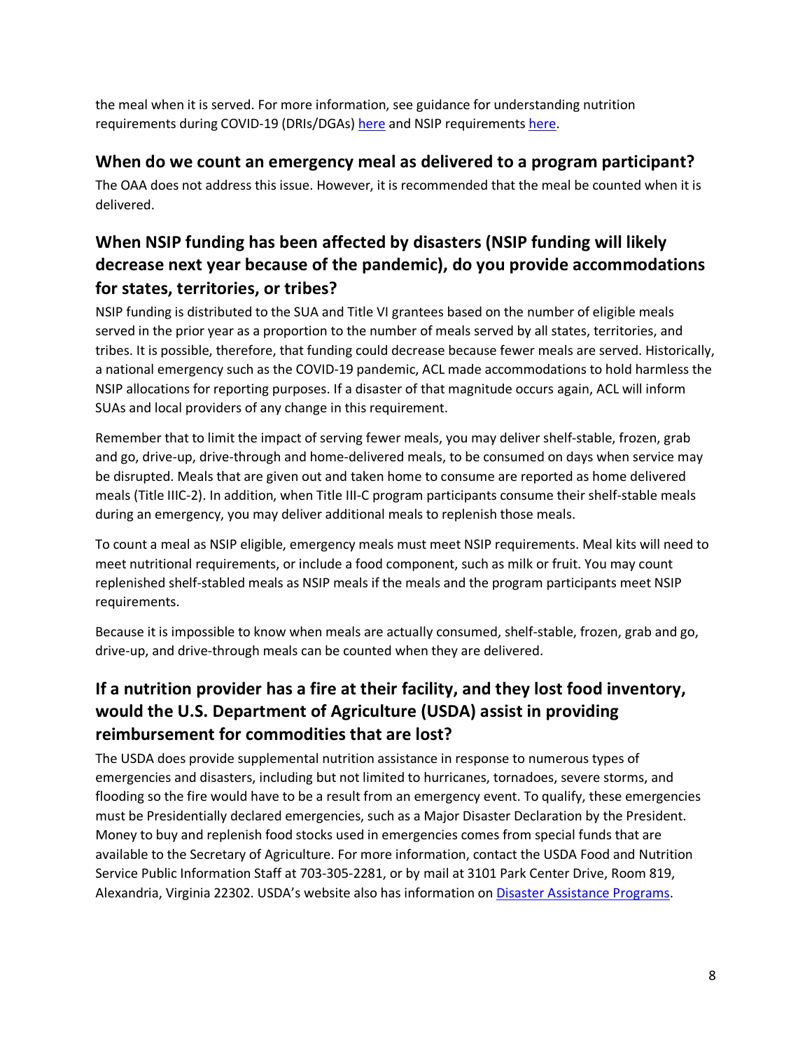the meal when it is served. For more information, see guidance for understanding nutrition requirements during COVID-19 (DRIs/DGAs) here and NSIP requirements here.

## When do we count an emergency meal as delivered to a program participant?

The OAA does not address this issue. However, it is recommended that the meal be counted when it is delivered.

## When NSIP funding has been affected by disasters (NSIP funding will likely decrease next year because of the pandemic), do you provide accommodations for states, territories, or tribes?

NSIP funding is distributed to the SUA and Title VI grantees based on the number of eligible meals served in the prior year as a proportion to the number of meals served by all states, territories, and tribes. It is possible, therefore, that funding could decrease because fewer meals are served. Historically, a national emergency such as the COVID-19 pandemic, ACL made accommodations to hold harmless the NSIP allocations for reporting purposes. If a disaster of that magnitude occurs again, ACL will inform SUAs and local providers of any change in this requirement.

Remember that to limit the impact of serving fewer meals, you may deliver shelf-stable, frozen, grab and go, drive-up, drive-through and home-delivered meals, to be consumed on days when service may be disrupted. Meals that are given out and taken home to consume are reported as home delivered meals (Title IIIC-2). In addition, when Title III-C program participants consume their shelf-stable meals during an emergency, you may deliver additional meals to replenish those meals.

To count a meal as NSIP eligible, emergency meals must meet NSIP requirements. Meal kits will need to meet nutritional requirements, or include a food component, such as milk or fruit. You may count replenished shelf-stabled meals as NSIP meals if the meals and the program participants meet NSIP requirements.

Because it is impossible to know when meals are actually consumed, shelf-stable, frozen, grab and go, drive-up, and drive-through meals can be counted when they are delivered.

## If a nutrition provider has a fire at their facility, and they lost food inventory, would the U.S. Department of Agriculture (USDA) assist in providing reimbursement for commodities that are lost?

The USDA does provide supplemental nutrition assistance in response to numerous types of emergencies and disasters, including but not limited to hurricanes, tornadoes, severe storms, and flooding so the fire would have to be a result from an emergency event. To qualify, these emergencies must be Presidentially declared emergencies, such as a Major Disaster Declaration by the President. Money to buy and replenish food stocks used in emergencies comes from special funds that are available to the Secretary of Agriculture. For more information, contact the USDA Food and Nutrition Service Public Information Staff at 703-305-2281, or by mail at 3101 Park Center Drive, Room 819, Alexandria, Virginia 22302. USDA's website also has information on Disaster Assistance Programs.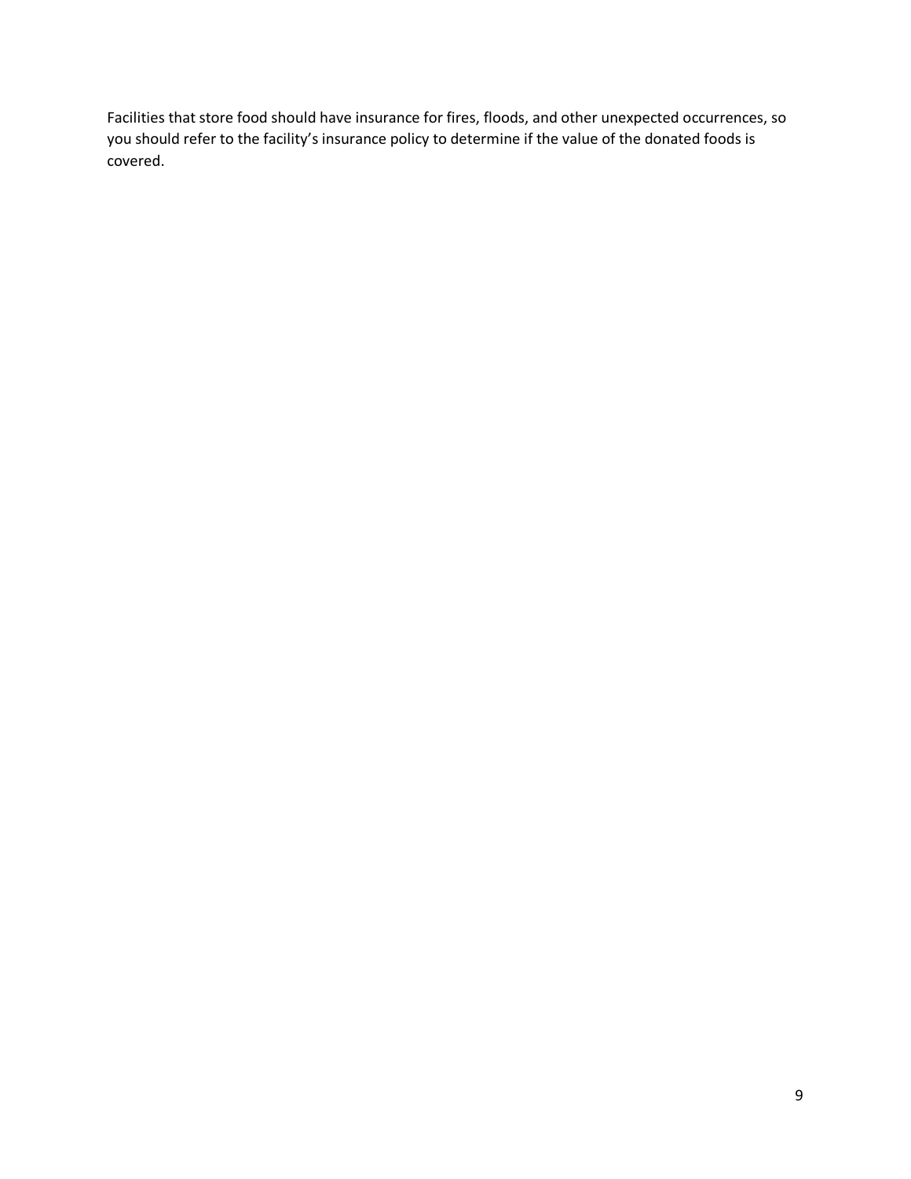Facilities that store food should have insurance for fires, floods, and other unexpected occurrences, so you should refer to the facility's insurance policy to determine if the value of the donated foods is covered.